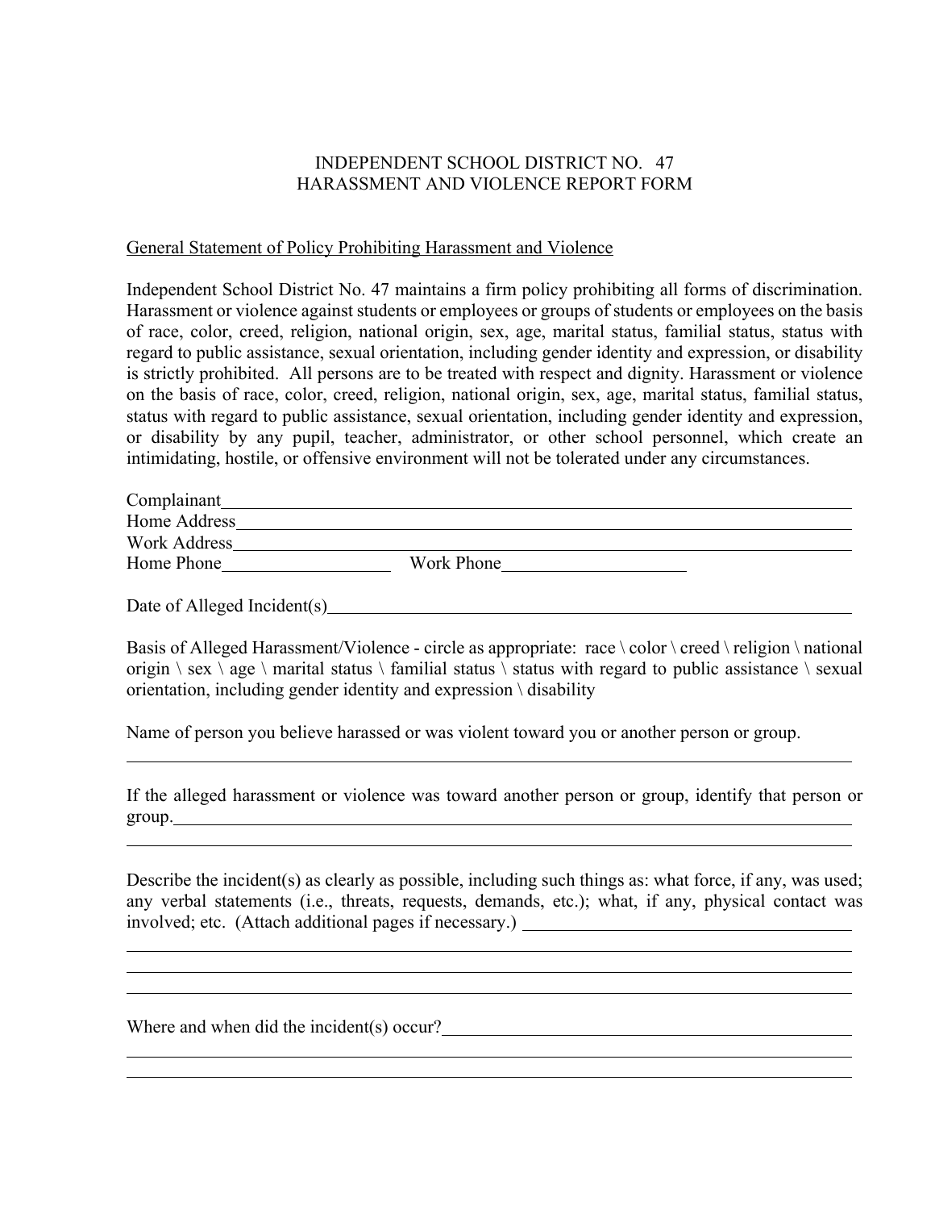# INDEPENDENT SCHOOL DISTRICT NO. 47
# HARASSMENT AND VIOLENCE REPORT FORM

<u>General Statement of Policy Prohibiting Harassment and Violence</u>

Independent School District No. 47 maintains a firm policy prohibiting all forms of discrimination. Harassment or violence against students or employees or groups of students or employees on the basis of race, color, creed, religion, national origin, sex, age, marital status, familial status, status with regard to public assistance, sexual orientation, including gender identity and expression, or disability is strictly prohibited. All persons are to be treated with respect and dignity. Harassment or violence on the basis of race, color, creed, religion, national origin, sex, age, marital status, familial status, status with regard to public assistance, sexual orientation, including gender identity and expression, or disability by any pupil, teacher, administrator, or other school personnel, which create an intimidating, hostile, or offensive environment will not be tolerated under any circumstances.

Complainant\_\_\_\_\_\_\_\_\_\_\_\_\_\_\_\_\_\_\_\_\_\_\_\_\_\_\_\_\_\_\_\_\_\_\_\_\_\_\_\_\_\_\_\_\_\_\_\_\_\_\_\_\_\_\_\_

Home Address\_\_\_\_\_\_\_\_\_\_\_\_\_\_\_\_\_\_\_\_\_\_\_\_\_\_\_\_\_\_\_\_\_\_\_\_\_\_\_\_\_\_\_\_\_\_\_\_\_\_\_\_\_\_

Work Address\_\_\_\_\_\_\_\_\_\_\_\_\_\_\_\_\_\_\_\_\_\_\_\_\_\_\_\_\_\_\_\_\_\_\_\_\_\_\_\_\_\_\_\_\_\_\_\_\_\_\_\_\_\_

Home Phone\_\_\_\_\_\_\_\_\_\_\_\_\_\_\_\_ Work Phone\_\_\_\_\_\_\_\_\_\_\_\_\_\_\_\_

Date of Alleged Incident(s)\_\_\_\_\_\_\_\_\_\_\_\_\_\_\_\_\_\_\_\_\_\_\_\_\_\_\_\_\_\_\_\_\_\_\_\_\_\_\_\_\_\_\_\_

Basis of Alleged Harassment/Violence - circle as appropriate: race \ color \ creed \ religion \ national origin \ sex \ age \ marital status \ familial status \ status with regard to public assistance \ sexual orientation, including gender identity and expression \ disability

Name of person you believe harassed or was violent toward you or another person or group.

\_\_\_\_\_\_\_\_\_\_\_\_\_\_\_\_\_\_\_\_\_\_\_\_\_\_\_\_\_\_\_\_\_\_\_\_\_\_\_\_\_\_\_\_\_\_\_\_\_\_\_\_\_\_\_\_\_\_\_\_\_\_\_\_\_\_\_\_

If the alleged harassment or violence was toward another person or group, identify that person or group.\_\_\_\_\_\_\_\_\_\_\_\_\_\_\_\_\_\_\_\_\_\_\_\_\_\_\_\_\_\_\_\_\_\_\_\_\_\_\_\_\_\_\_\_\_\_\_\_\_\_\_\_\_\_\_\_\_\_

\_\_\_\_\_\_\_\_\_\_\_\_\_\_\_\_\_\_\_\_\_\_\_\_\_\_\_\_\_\_\_\_\_\_\_\_\_\_\_\_\_\_\_\_\_\_\_\_\_\_\_\_\_\_\_\_\_\_\_\_\_\_\_\_\_\_\_\_

Describe the incident(s) as clearly as possible, including such things as: what force, if any, was used; any verbal statements (i.e., threats, requests, demands, etc.); what, if any, physical contact was involved; etc. (Attach additional pages if necessary.) \_\_\_\_\_\_\_\_\_\_\_\_\_\_\_\_\_\_\_\_\_\_\_\_\_\_\_\_\_\_

\_\_\_\_\_\_\_\_\_\_\_\_\_\_\_\_\_\_\_\_\_\_\_\_\_\_\_\_\_\_\_\_\_\_\_\_\_\_\_\_\_\_\_\_\_\_\_\_\_\_\_\_\_\_\_\_\_\_\_\_\_\_\_\_\_\_\_\_

\_\_\_\_\_\_\_\_\_\_\_\_\_\_\_\_\_\_\_\_\_\_\_\_\_\_\_\_\_\_\_\_\_\_\_\_\_\_\_\_\_\_\_\_\_\_\_\_\_\_\_\_\_\_\_\_\_\_\_\_\_\_\_\_\_\_\_\_

\_\_\_\_\_\_\_\_\_\_\_\_\_\_\_\_\_\_\_\_\_\_\_\_\_\_\_\_\_\_\_\_\_\_\_\_\_\_\_\_\_\_\_\_\_\_\_\_\_\_\_\_\_\_\_\_\_\_\_\_\_\_\_\_\_\_\_\_

Where and when did the incident(s) occur?\_\_\_\_\_\_\_\_\_\_\_\_\_\_\_\_\_\_\_\_\_\_\_\_\_\_\_\_\_\_\_\_\_\_\_\_

\_\_\_\_\_\_\_\_\_\_\_\_\_\_\_\_\_\_\_\_\_\_\_\_\_\_\_\_\_\_\_\_\_\_\_\_\_\_\_\_\_\_\_\_\_\_\_\_\_\_\_\_\_\_\_\_\_\_\_\_\_\_\_\_\_\_\_\_

\_\_\_\_\_\_\_\_\_\_\_\_\_\_\_\_\_\_\_\_\_\_\_\_\_\_\_\_\_\_\_\_\_\_\_\_\_\_\_\_\_\_\_\_\_\_\_\_\_\_\_\_\_\_\_\_\_\_\_\_\_\_\_\_\_\_\_\_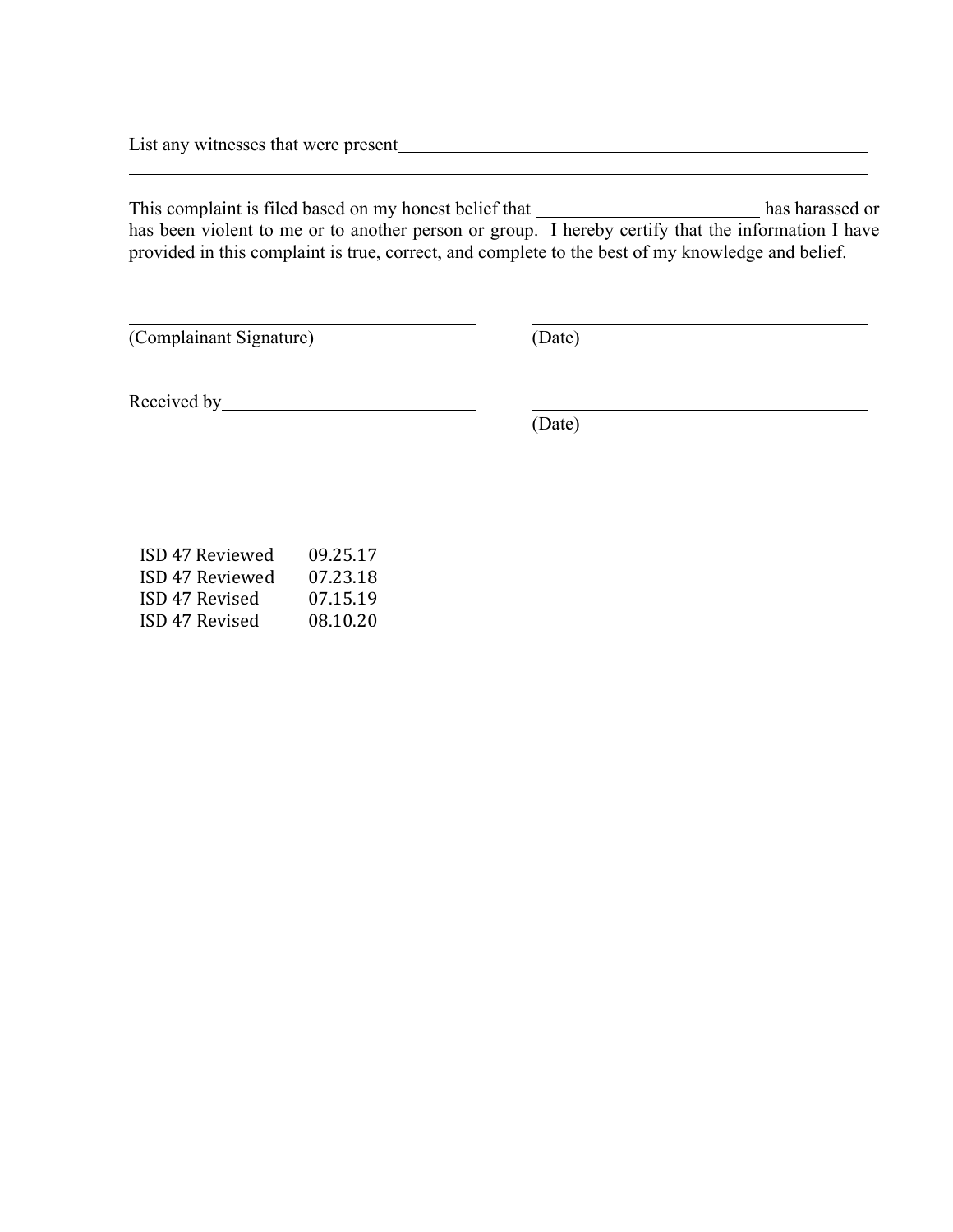List any witnesses that were present\_\_\_\_\_\_\_\_\_\_\_\_\_\_\_\_\_\_\_\_\_\_\_\_\_\_\_\_\_\_\_\_\_\_\_\_\_\_\_\_\_\_\_\_\_\_\_\_\_\_\_\_\_\_\_\_

\_\_\_\_\_\_\_\_\_\_\_\_\_\_\_\_\_\_\_\_\_\_\_\_\_\_\_\_\_\_\_\_\_\_\_\_\_\_\_\_\_\_\_\_\_\_\_\_\_\_\_\_\_\_\_\_\_\_\_\_\_\_\_\_\_\_\_\_\_\_\_\_\_\_\_\_\_\_\_\_\_\_

This complaint is filed based on my honest belief that \_\_\_\_\_\_\_\_\_\_\_\_\_\_\_\_\_\_\_\_\_\_\_\_\_ has harassed or has been violent to me or to another person or group. I hereby certify that the information I have provided in this complaint is true, correct, and complete to the best of my knowledge and belief.

\_\_\_\_\_\_\_\_\_\_\_\_\_\_\_\_\_\_\_\_\_\_\_\_\_\_\_\_\_\_\_\_\_\_\_\_\_\_ \_\_\_\_\_\_\_\_\_\_\_\_\_\_\_\_\_\_\_\_\_\_\_\_\_\_\_\_\_\_\_\_\_\_\_\_\_\_
(Complainant Signature) (Date)

Received by\_\_\_\_\_\_\_\_\_\_\_\_\_\_\_\_\_\_\_\_\_\_\_\_\_\_\_\_ \_\_\_\_\_\_\_\_\_\_\_\_\_\_\_\_\_\_\_\_\_\_\_\_\_\_\_\_\_\_\_\_\_\_\_\_\_\_
(Date)

| | |
|---|---|
| ISD 47 Reviewed | 09.25.17 |
| ISD 47 Reviewed | 07.23.18 |
| ISD 47 Revised | 07.15.19 |
| ISD 47 Revised | 08.10.20 |